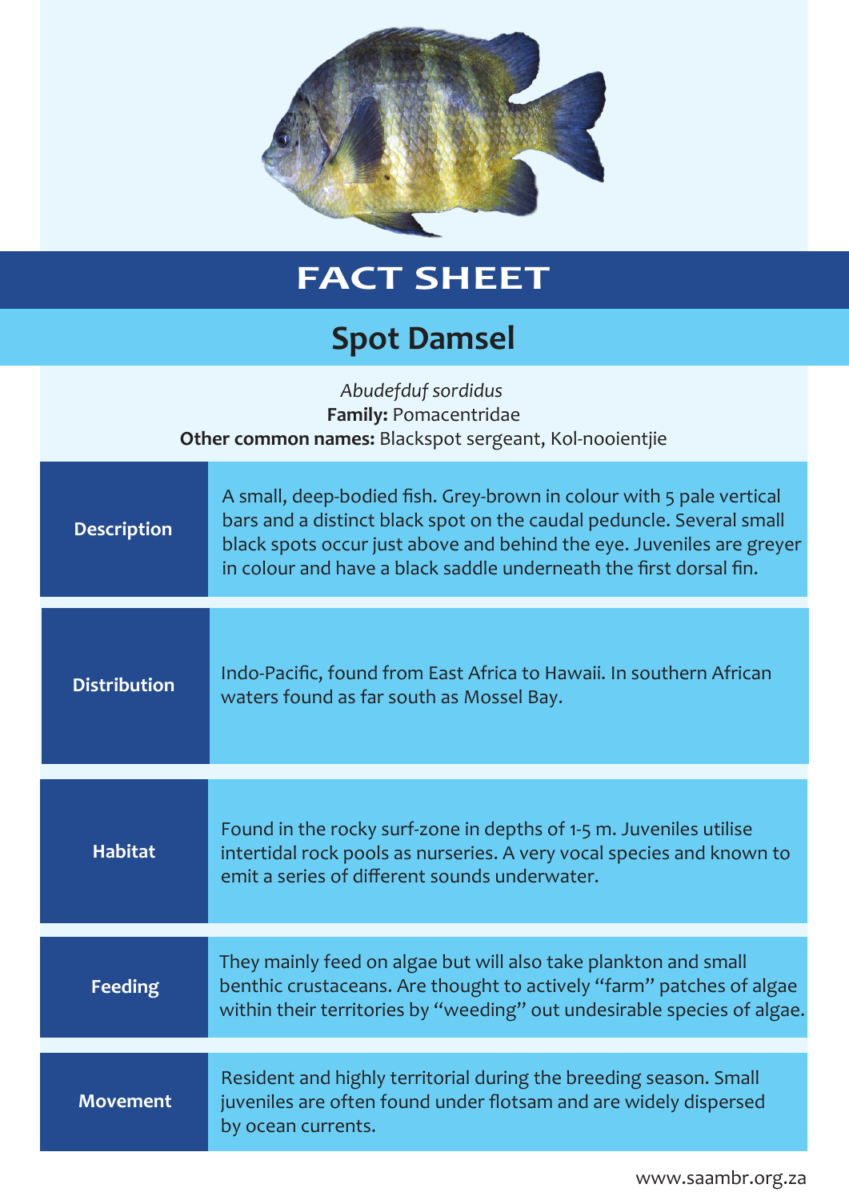# FACT SHEET

## Spot Damsel

*Abudefduf sordidus*
**Family:** Pomacentridae
**Other common names:** Blackspot sergeant, Kol-nooientjie

| | |
|---|---|
| **Description** | A small, deep-bodied fish. Grey-brown in colour with 5 pale vertical bars and a distinct black spot on the caudal peduncle. Several small black spots occur just above and behind the eye. Juveniles are greyer in colour and have a black saddle underneath the first dorsal fin. |
| **Distribution** | Indo-Pacific, found from East Africa to Hawaii. In southern African waters found as far south as Mossel Bay. |
| **Habitat** | Found in the rocky surf-zone in depths of 1-5 m. Juveniles utilise intertidal rock pools as nurseries. A very vocal species and known to emit a series of different sounds underwater. |
| **Feeding** | They mainly feed on algae but will also take plankton and small benthic crustaceans. Are thought to actively "farm" patches of algae within their territories by "weeding" out undesirable species of algae. |
| **Movement** | Resident and highly territorial during the breeding season. Small juveniles are often found under flotsam and are widely dispersed by ocean currents. |

www.saambr.org.za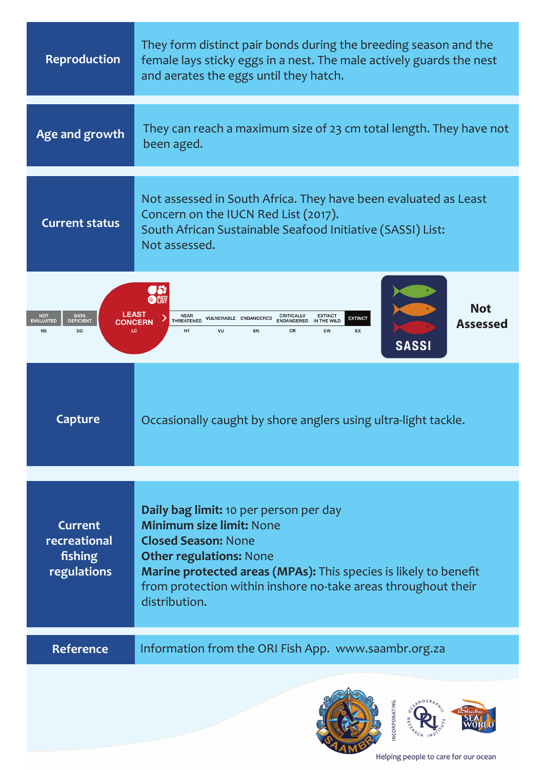| | |
|---|---|
| **Reproduction** | They form distinct pair bonds during the breeding season and the female lays sticky eggs in a nest. The male actively guards the nest and aerates the eggs until they hatch. |
| **Age and growth** | They can reach a maximum size of 23 cm total length. They have not been aged. |
| **Current status** | Not assessed in South Africa. They have been evaluated as Least Concern on the IUCN Red List (2017). South African Sustainable Seafood Initiative (SASSI) List: Not assessed. |

NOT EVALUATED NE | DATA DEFICIENT DD | LEAST CONCERN LC | NEAR THREATENED NT | VULNERABLE VU | ENDANGERED EN | CRITICALLY ENDANGERED CR | EXTINCT IN THE WILD EW | EXTINCT EX

SASSI

**Not Assessed**

| | |
|---|---|
| **Capture** | Occasionally caught by shore anglers using ultra-light tackle. |
| **Current recreational fishing regulations** | **Daily bag limit:** 10 per person per day<br>**Minimum size limit:** None<br>**Closed Season:** None<br>**Other regulations:** None<br>**Marine protected areas (MPAs):** This species is likely to benefit from protection within inshore no-take areas throughout their distribution. |
| **Reference** | Information from the ORI Fish App. www.saambr.org.za |

Helping people to care for our ocean